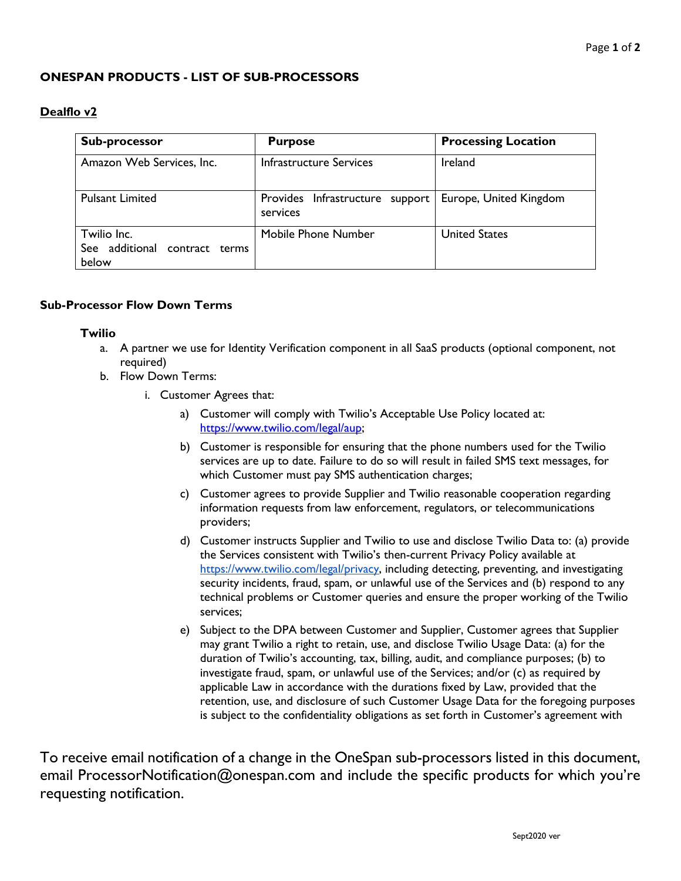# ONESPAN PRODUCTS - LIST OF SUB-PROCESSORS

## Dealflo v2

| Sub-processor | Purpose | Processing Location |
|---|---|---|
| Amazon Web Services, Inc. | Infrastructure Services | Ireland |
| Pulsant Limited | Provides Infrastructure support services | Europe, United Kingdom |
| Twilio Inc.<br>See additional contract terms below | Mobile Phone Number | United States |

### Sub-Processor Flow Down Terms

**Twilio**

a. A partner we use for Identity Verification component in all SaaS products (optional component, not required)

b. Flow Down Terms:

   i. Customer Agrees that:

      a) Customer will comply with Twilio's Acceptable Use Policy located at: https://www.twilio.com/legal/aup;

      b) Customer is responsible for ensuring that the phone numbers used for the Twilio services are up to date. Failure to do so will result in failed SMS text messages, for which Customer must pay SMS authentication charges;

      c) Customer agrees to provide Supplier and Twilio reasonable cooperation regarding information requests from law enforcement, regulators, or telecommunications providers;

      d) Customer instructs Supplier and Twilio to use and disclose Twilio Data to: (a) provide the Services consistent with Twilio's then-current Privacy Policy available at https://www.twilio.com/legal/privacy, including detecting, preventing, and investigating security incidents, fraud, spam, or unlawful use of the Services and (b) respond to any technical problems or Customer queries and ensure the proper working of the Twilio services;

      e) Subject to the DPA between Customer and Supplier, Customer agrees that Supplier may grant Twilio a right to retain, use, and disclose Twilio Usage Data: (a) for the duration of Twilio's accounting, tax, billing, audit, and compliance purposes; (b) to investigate fraud, spam, or unlawful use of the Services; and/or (c) as required by applicable Law in accordance with the durations fixed by Law, provided that the retention, use, and disclosure of such Customer Usage Data for the foregoing purposes is subject to the confidentiality obligations as set forth in Customer's agreement with

To receive email notification of a change in the OneSpan sub-processors listed in this document, email ProcessorNotification@onespan.com and include the specific products for which you're requesting notification.

Sept2020 ver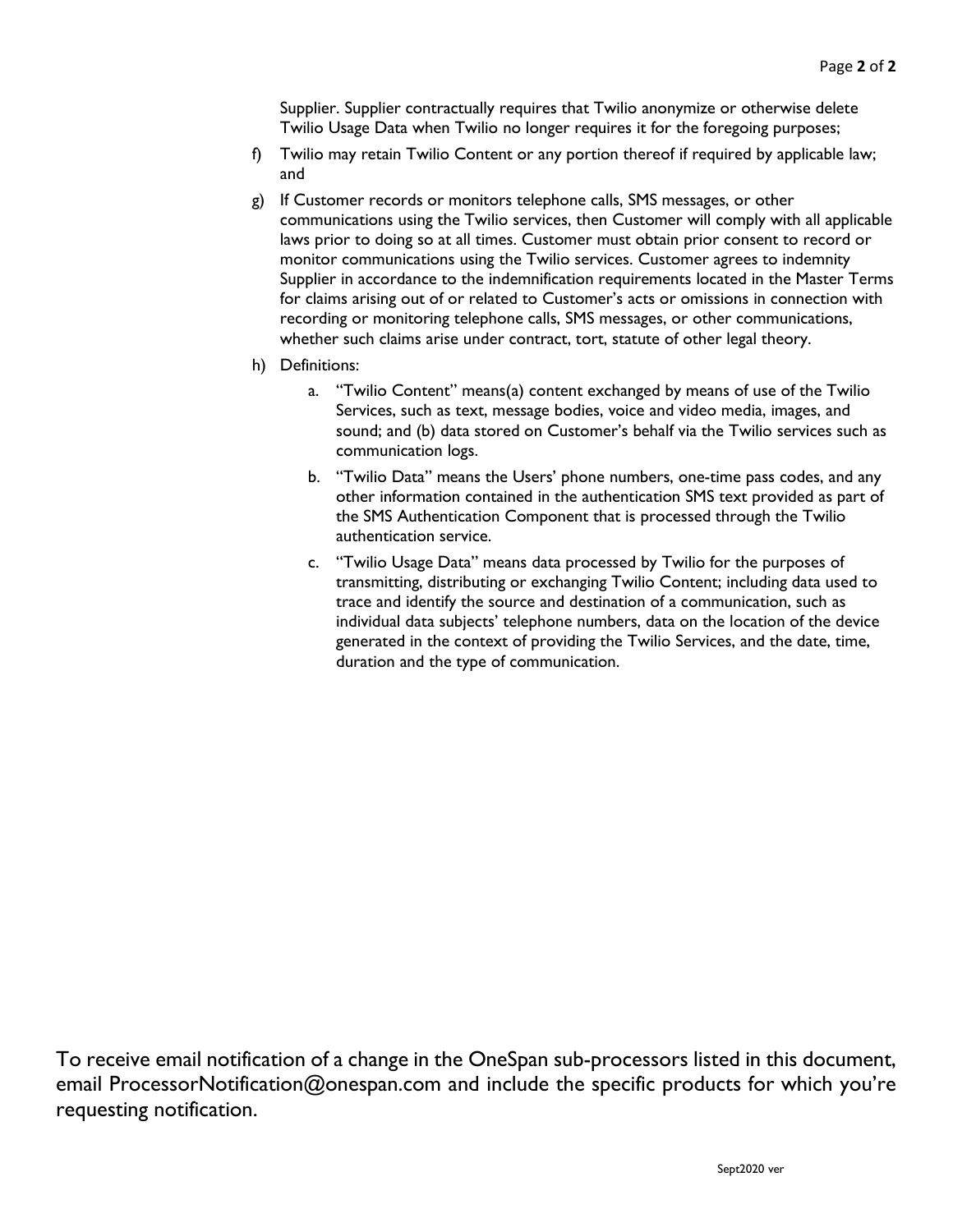Supplier. Supplier contractually requires that Twilio anonymize or otherwise delete Twilio Usage Data when Twilio no longer requires it for the foregoing purposes;

f) Twilio may retain Twilio Content or any portion thereof if required by applicable law; and

g) If Customer records or monitors telephone calls, SMS messages, or other communications using the Twilio services, then Customer will comply with all applicable laws prior to doing so at all times. Customer must obtain prior consent to record or monitor communications using the Twilio services. Customer agrees to indemnity Supplier in accordance to the indemnification requirements located in the Master Terms for claims arising out of or related to Customer's acts or omissions in connection with recording or monitoring telephone calls, SMS messages, or other communications, whether such claims arise under contract, tort, statute of other legal theory.

h) Definitions:

   a. "Twilio Content" means(a) content exchanged by means of use of the Twilio Services, such as text, message bodies, voice and video media, images, and sound; and (b) data stored on Customer's behalf via the Twilio services such as communication logs.

   b. "Twilio Data" means the Users' phone numbers, one-time pass codes, and any other information contained in the authentication SMS text provided as part of the SMS Authentication Component that is processed through the Twilio authentication service.

   c. "Twilio Usage Data" means data processed by Twilio for the purposes of transmitting, distributing or exchanging Twilio Content; including data used to trace and identify the source and destination of a communication, such as individual data subjects' telephone numbers, data on the location of the device generated in the context of providing the Twilio Services, and the date, time, duration and the type of communication.

To receive email notification of a change in the OneSpan sub-processors listed in this document, email ProcessorNotification@onespan.com and include the specific products for which you're requesting notification.

Sept2020 ver